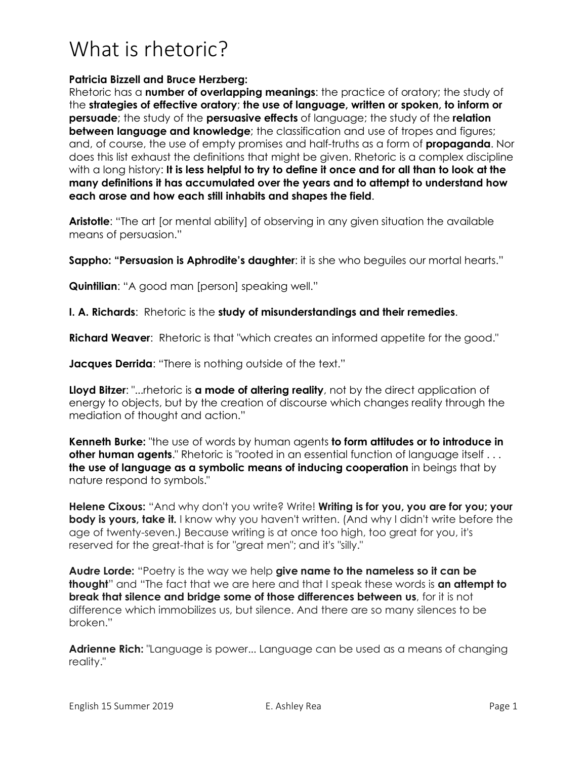# What is rhetoric?

**Patricia Bizzell and Bruce Herzberg:**
Rhetoric has a **number of overlapping meanings**: the practice of oratory; the study of the **strategies of effective oratory**; **the use of language, written or spoken, to inform or persuade**; the study of the **persuasive effects** of language; the study of the **relation between language and knowledge**; the classification and use of tropes and figures; and, of course, the use of empty promises and half-truths as a form of **propaganda**. Nor does this list exhaust the definitions that might be given. Rhetoric is a complex discipline with a long history: **It is less helpful to try to define it once and for all than to look at the many definitions it has accumulated over the years and to attempt to understand how each arose and how each still inhabits and shapes the field**.

**Aristotle**: "The art [or mental ability] of observing in any given situation the available means of persuasion."

**Sappho: "Persuasion is Aphrodite's daughter**: it is she who beguiles our mortal hearts."

**Quintilian**: "A good man [person] speaking well."

**I. A. Richards**: Rhetoric is the **study of misunderstandings and their remedies**.

**Richard Weaver**: Rhetoric is that "which creates an informed appetite for the good."

**Jacques Derrida**: "There is nothing outside of the text."

**Lloyd Bitzer**: "...rhetoric is **a mode of altering reality**, not by the direct application of energy to objects, but by the creation of discourse which changes reality through the mediation of thought and action."

**Kenneth Burke:** "the use of words by human agents **to form attitudes or to introduce in other human agents**." Rhetoric is "rooted in an essential function of language itself . . . **the use of language as a symbolic means of inducing cooperation** in beings that by nature respond to symbols."

**Helene Cixous:** "And why don't you write? Write! **Writing is for you, you are for you; your body is yours, take it.** I know why you haven't written. (And why I didn't write before the age of twenty-seven.) Because writing is at once too high, too great for you, it's reserved for the great-that is for "great men"; and it's "silly."

**Audre Lorde:** "Poetry is the way we help **give name to the nameless so it can be thought**" and "The fact that we are here and that I speak these words is **an attempt to break that silence and bridge some of those differences between us**, for it is not difference which immobilizes us, but silence. And there are so many silences to be broken."

**Adrienne Rich:** "Language is power... Language can be used as a means of changing reality."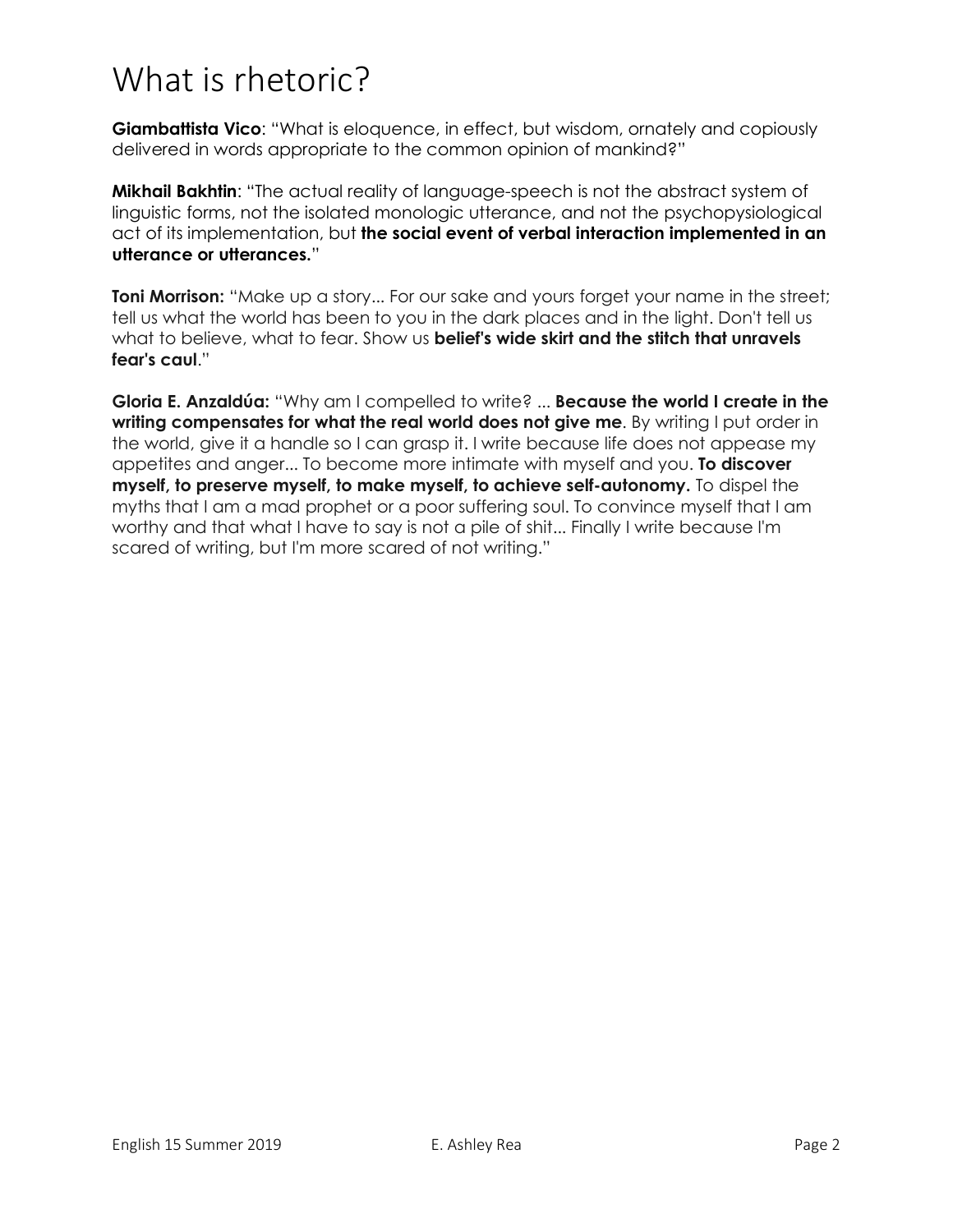# What is rhetoric?

**Giambattista Vico**: "What is eloquence, in effect, but wisdom, ornately and copiously delivered in words appropriate to the common opinion of mankind?"

**Mikhail Bakhtin**: "The actual reality of language-speech is not the abstract system of linguistic forms, not the isolated monologic utterance, and not the psychopysiological act of its implementation, but **the social event of verbal interaction implemented in an utterance or utterances.**"

**Toni Morrison:** "Make up a story... For our sake and yours forget your name in the street; tell us what the world has been to you in the dark places and in the light. Don't tell us what to believe, what to fear. Show us **belief's wide skirt and the stitch that unravels fear's caul**."

**Gloria E. Anzaldúa:** "Why am I compelled to write? ... **Because the world I create in the writing compensates for what the real world does not give me**. By writing I put order in the world, give it a handle so I can grasp it. I write because life does not appease my appetites and anger... To become more intimate with myself and you. **To discover myself, to preserve myself, to make myself, to achieve self-autonomy.** To dispel the myths that I am a mad prophet or a poor suffering soul. To convince myself that I am worthy and that what I have to say is not a pile of shit... Finally I write because I'm scared of writing, but I'm more scared of not writing."